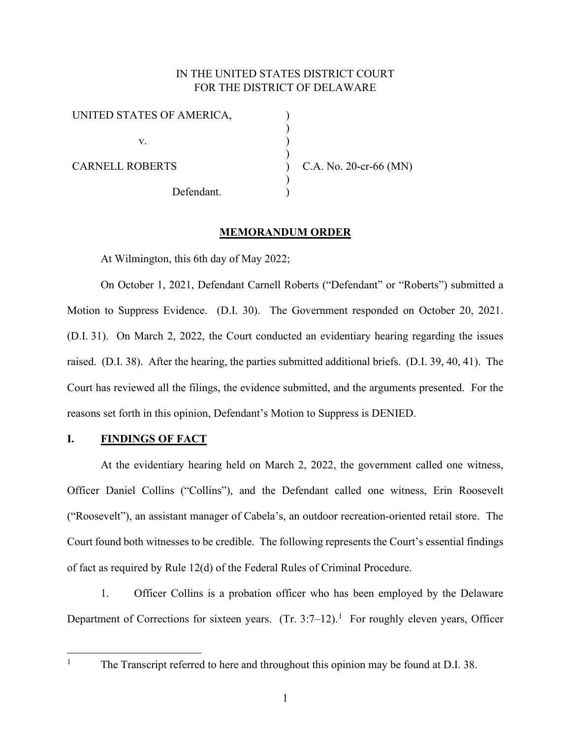IN THE UNITED STATES DISTRICT COURT
FOR THE DISTRICT OF DELAWARE

| | | |
|---|---|---|
| UNITED STATES OF AMERICA, | ) | |
| | ) | |
| v. | ) | |
| | ) | |
| CARNELL ROBERTS | ) | C.A. No. 20-cr-66 (MN) |
| | ) | |
| Defendant. | ) | |

## MEMORANDUM ORDER

At Wilmington, this 6th day of May 2022;

On October 1, 2021, Defendant Carnell Roberts ("Defendant" or "Roberts") submitted a Motion to Suppress Evidence. (D.I. 30). The Government responded on October 20, 2021. (D.I. 31). On March 2, 2022, the Court conducted an evidentiary hearing regarding the issues raised. (D.I. 38). After the hearing, the parties submitted additional briefs. (D.I. 39, 40, 41). The Court has reviewed all the filings, the evidence submitted, and the arguments presented. For the reasons set forth in this opinion, Defendant's Motion to Suppress is DENIED.

## I. FINDINGS OF FACT

At the evidentiary hearing held on March 2, 2022, the government called one witness, Officer Daniel Collins ("Collins"), and the Defendant called one witness, Erin Roosevelt ("Roosevelt"), an assistant manager of Cabela's, an outdoor recreation-oriented retail store. The Court found both witnesses to be credible. The following represents the Court's essential findings of fact as required by Rule 12(d) of the Federal Rules of Criminal Procedure.

1. Officer Collins is a probation officer who has been employed by the Delaware Department of Corrections for sixteen years. (Tr. 3:7–12).[1] For roughly eleven years, Officer

[1] The Transcript referred to here and throughout this opinion may be found at D.I. 38.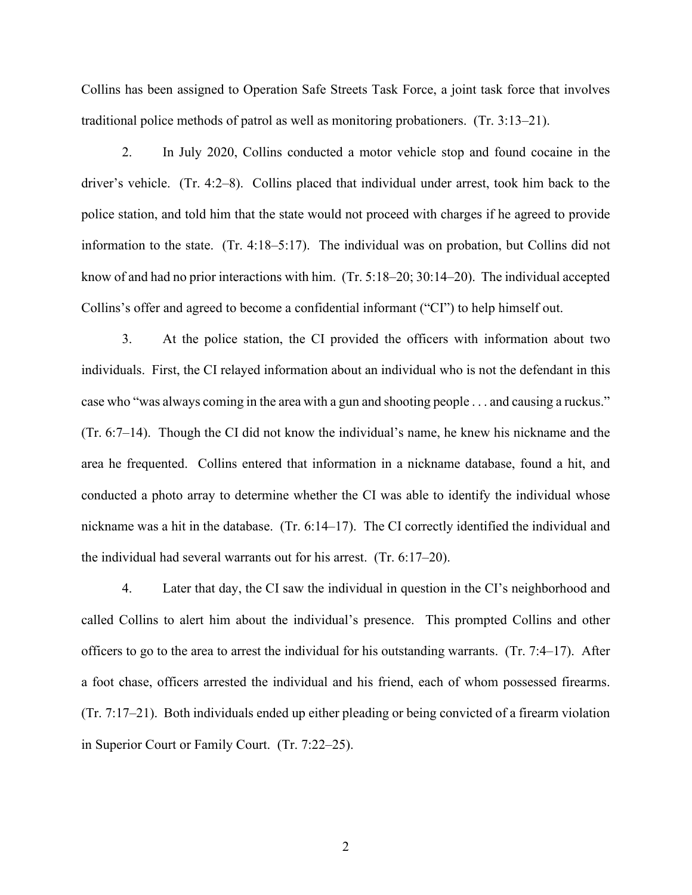Collins has been assigned to Operation Safe Streets Task Force, a joint task force that involves traditional police methods of patrol as well as monitoring probationers. (Tr. 3:13–21).

2. In July 2020, Collins conducted a motor vehicle stop and found cocaine in the driver's vehicle. (Tr. 4:2–8). Collins placed that individual under arrest, took him back to the police station, and told him that the state would not proceed with charges if he agreed to provide information to the state. (Tr. 4:18–5:17). The individual was on probation, but Collins did not know of and had no prior interactions with him. (Tr. 5:18–20; 30:14–20). The individual accepted Collins's offer and agreed to become a confidential informant ("CI") to help himself out.

3. At the police station, the CI provided the officers with information about two individuals. First, the CI relayed information about an individual who is not the defendant in this case who "was always coming in the area with a gun and shooting people . . . and causing a ruckus." (Tr. 6:7–14). Though the CI did not know the individual's name, he knew his nickname and the area he frequented. Collins entered that information in a nickname database, found a hit, and conducted a photo array to determine whether the CI was able to identify the individual whose nickname was a hit in the database. (Tr. 6:14–17). The CI correctly identified the individual and the individual had several warrants out for his arrest. (Tr. 6:17–20).

4. Later that day, the CI saw the individual in question in the CI's neighborhood and called Collins to alert him about the individual's presence. This prompted Collins and other officers to go to the area to arrest the individual for his outstanding warrants. (Tr. 7:4–17). After a foot chase, officers arrested the individual and his friend, each of whom possessed firearms. (Tr. 7:17–21). Both individuals ended up either pleading or being convicted of a firearm violation in Superior Court or Family Court. (Tr. 7:22–25).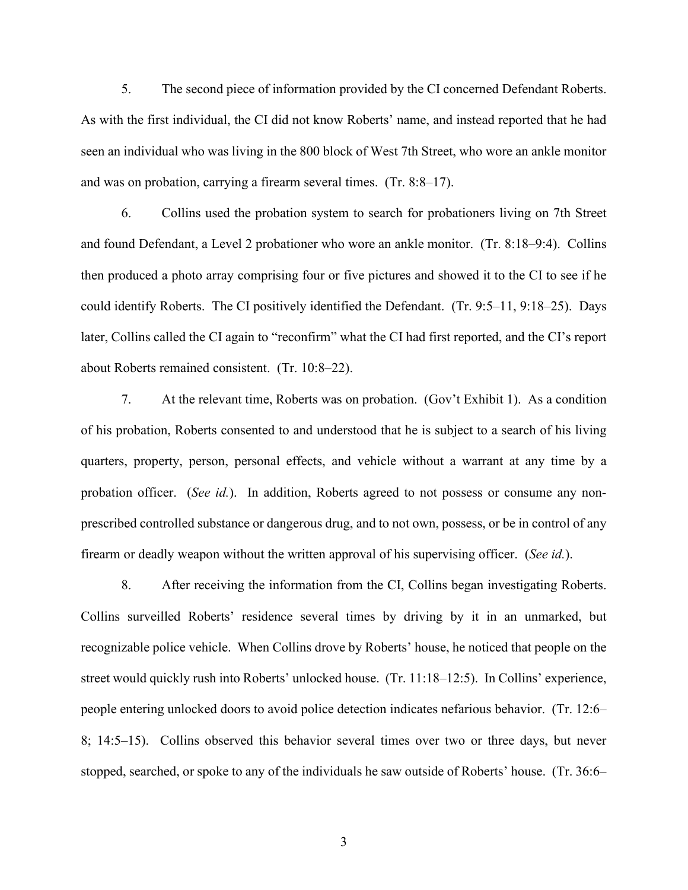5. The second piece of information provided by the CI concerned Defendant Roberts. As with the first individual, the CI did not know Roberts' name, and instead reported that he had seen an individual who was living in the 800 block of West 7th Street, who wore an ankle monitor and was on probation, carrying a firearm several times. (Tr. 8:8–17).

6. Collins used the probation system to search for probationers living on 7th Street and found Defendant, a Level 2 probationer who wore an ankle monitor. (Tr. 8:18–9:4). Collins then produced a photo array comprising four or five pictures and showed it to the CI to see if he could identify Roberts. The CI positively identified the Defendant. (Tr. 9:5–11, 9:18–25). Days later, Collins called the CI again to "reconfirm" what the CI had first reported, and the CI's report about Roberts remained consistent. (Tr. 10:8–22).

7. At the relevant time, Roberts was on probation. (Gov't Exhibit 1). As a condition of his probation, Roberts consented to and understood that he is subject to a search of his living quarters, property, person, personal effects, and vehicle without a warrant at any time by a probation officer. (*See id.*). In addition, Roberts agreed to not possess or consume any non-prescribed controlled substance or dangerous drug, and to not own, possess, or be in control of any firearm or deadly weapon without the written approval of his supervising officer. (*See id.*).

8. After receiving the information from the CI, Collins began investigating Roberts. Collins surveilled Roberts' residence several times by driving by it in an unmarked, but recognizable police vehicle. When Collins drove by Roberts' house, he noticed that people on the street would quickly rush into Roberts' unlocked house. (Tr. 11:18–12:5). In Collins' experience, people entering unlocked doors to avoid police detection indicates nefarious behavior. (Tr. 12:6–8; 14:5–15). Collins observed this behavior several times over two or three days, but never stopped, searched, or spoke to any of the individuals he saw outside of Roberts' house. (Tr. 36:6–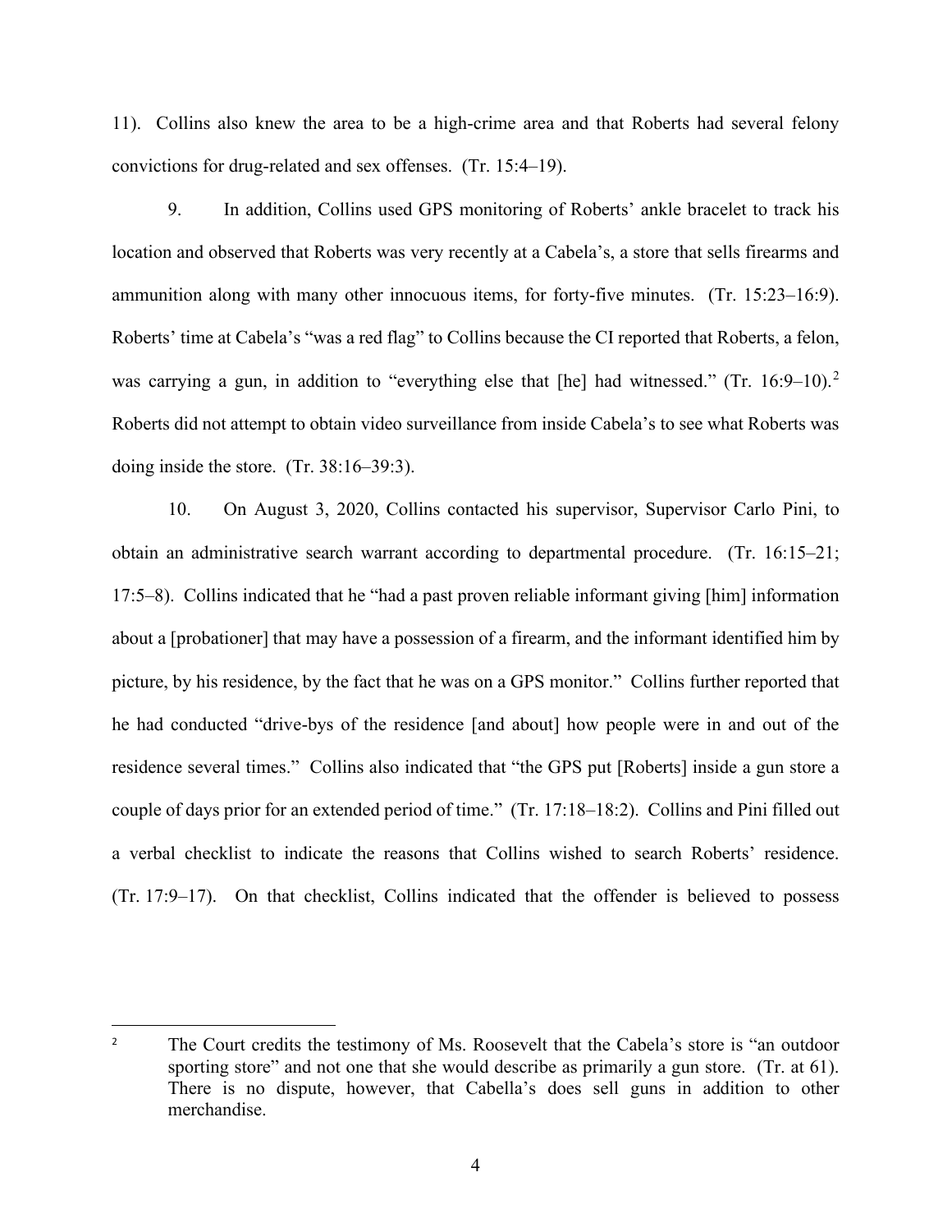11). Collins also knew the area to be a high-crime area and that Roberts had several felony convictions for drug-related and sex offenses. (Tr. 15:4–19).

9. In addition, Collins used GPS monitoring of Roberts' ankle bracelet to track his location and observed that Roberts was very recently at a Cabela's, a store that sells firearms and ammunition along with many other innocuous items, for forty-five minutes. (Tr. 15:23–16:9). Roberts' time at Cabela's "was a red flag" to Collins because the CI reported that Roberts, a felon, was carrying a gun, in addition to "everything else that [he] had witnessed." (Tr. 16:9–10).[2] Roberts did not attempt to obtain video surveillance from inside Cabela's to see what Roberts was doing inside the store. (Tr. 38:16–39:3).

10. On August 3, 2020, Collins contacted his supervisor, Supervisor Carlo Pini, to obtain an administrative search warrant according to departmental procedure. (Tr. 16:15–21; 17:5–8). Collins indicated that he "had a past proven reliable informant giving [him] information about a [probationer] that may have a possession of a firearm, and the informant identified him by picture, by his residence, by the fact that he was on a GPS monitor." Collins further reported that he had conducted "drive-bys of the residence [and about] how people were in and out of the residence several times." Collins also indicated that "the GPS put [Roberts] inside a gun store a couple of days prior for an extended period of time." (Tr. 17:18–18:2). Collins and Pini filled out a verbal checklist to indicate the reasons that Collins wished to search Roberts' residence. (Tr. 17:9–17). On that checklist, Collins indicated that the offender is believed to possess

---

[2] The Court credits the testimony of Ms. Roosevelt that the Cabela's store is "an outdoor sporting store" and not one that she would describe as primarily a gun store. (Tr. at 61). There is no dispute, however, that Cabella's does sell guns in addition to other merchandise.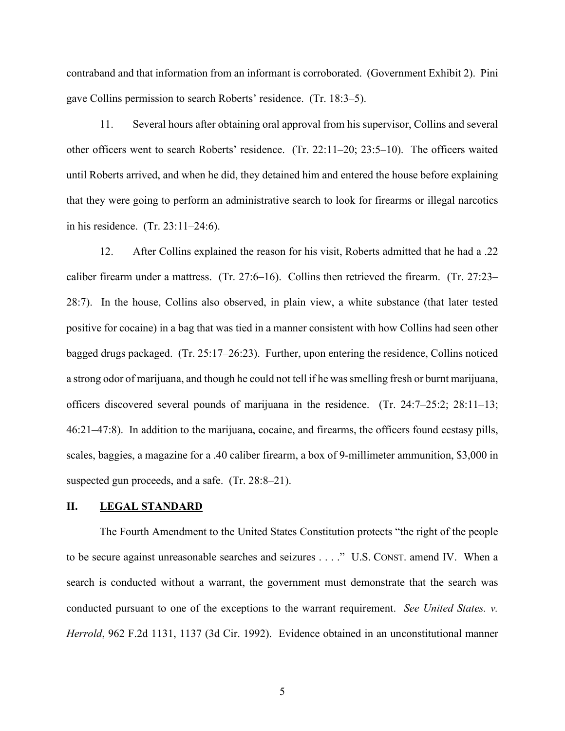contraband and that information from an informant is corroborated. (Government Exhibit 2). Pini gave Collins permission to search Roberts' residence. (Tr. 18:3–5).

11. Several hours after obtaining oral approval from his supervisor, Collins and several other officers went to search Roberts' residence. (Tr. 22:11–20; 23:5–10). The officers waited until Roberts arrived, and when he did, they detained him and entered the house before explaining that they were going to perform an administrative search to look for firearms or illegal narcotics in his residence. (Tr. 23:11–24:6).

12. After Collins explained the reason for his visit, Roberts admitted that he had a .22 caliber firearm under a mattress. (Tr. 27:6–16). Collins then retrieved the firearm. (Tr. 27:23–28:7). In the house, Collins also observed, in plain view, a white substance (that later tested positive for cocaine) in a bag that was tied in a manner consistent with how Collins had seen other bagged drugs packaged. (Tr. 25:17–26:23). Further, upon entering the residence, Collins noticed a strong odor of marijuana, and though he could not tell if he was smelling fresh or burnt marijuana, officers discovered several pounds of marijuana in the residence. (Tr. 24:7–25:2; 28:11–13; 46:21–47:8). In addition to the marijuana, cocaine, and firearms, the officers found ecstasy pills, scales, baggies, a magazine for a .40 caliber firearm, a box of 9-millimeter ammunition, $3,000 in suspected gun proceeds, and a safe. (Tr. 28:8–21).

## II. LEGAL STANDARD

The Fourth Amendment to the United States Constitution protects "the right of the people to be secure against unreasonable searches and seizures . . . ." U.S. CONST. amend IV. When a search is conducted without a warrant, the government must demonstrate that the search was conducted pursuant to one of the exceptions to the warrant requirement. *See United States. v. Herrold*, 962 F.2d 1131, 1137 (3d Cir. 1992). Evidence obtained in an unconstitutional manner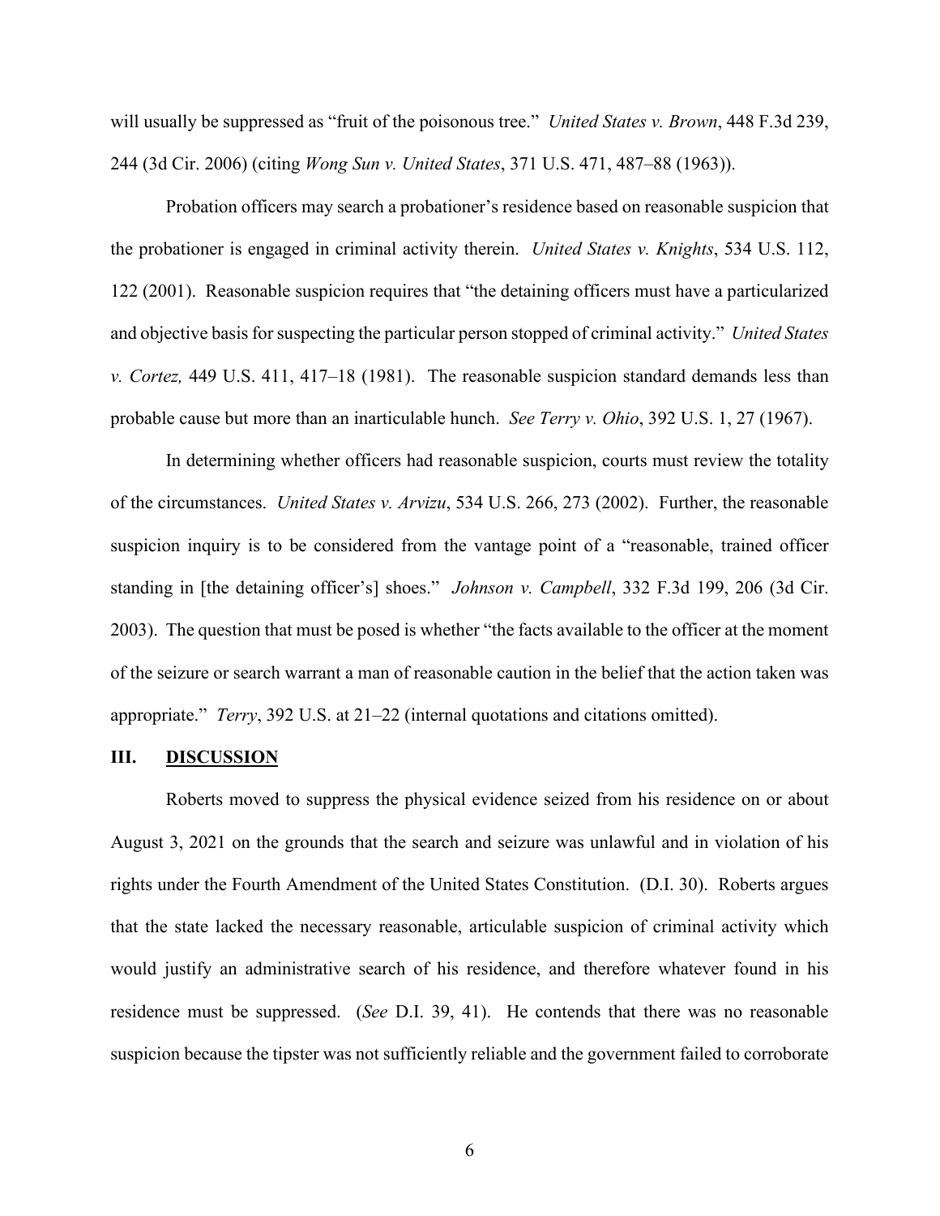will usually be suppressed as "fruit of the poisonous tree." *United States v. Brown*, 448 F.3d 239, 244 (3d Cir. 2006) (citing *Wong Sun v. United States*, 371 U.S. 471, 487–88 (1963)).

Probation officers may search a probationer's residence based on reasonable suspicion that the probationer is engaged in criminal activity therein. *United States v. Knights*, 534 U.S. 112, 122 (2001). Reasonable suspicion requires that "the detaining officers must have a particularized and objective basis for suspecting the particular person stopped of criminal activity." *United States v. Cortez,* 449 U.S. 411, 417–18 (1981). The reasonable suspicion standard demands less than probable cause but more than an inarticulable hunch. *See Terry v. Ohio*, 392 U.S. 1, 27 (1967).

In determining whether officers had reasonable suspicion, courts must review the totality of the circumstances. *United States v. Arvizu*, 534 U.S. 266, 273 (2002). Further, the reasonable suspicion inquiry is to be considered from the vantage point of a "reasonable, trained officer standing in [the detaining officer's] shoes." *Johnson v. Campbell*, 332 F.3d 199, 206 (3d Cir. 2003). The question that must be posed is whether "the facts available to the officer at the moment of the seizure or search warrant a man of reasonable caution in the belief that the action taken was appropriate." *Terry*, 392 U.S. at 21–22 (internal quotations and citations omitted).

## III. DISCUSSION

Roberts moved to suppress the physical evidence seized from his residence on or about August 3, 2021 on the grounds that the search and seizure was unlawful and in violation of his rights under the Fourth Amendment of the United States Constitution. (D.I. 30). Roberts argues that the state lacked the necessary reasonable, articulable suspicion of criminal activity which would justify an administrative search of his residence, and therefore whatever found in his residence must be suppressed. (*See* D.I. 39, 41). He contends that there was no reasonable suspicion because the tipster was not sufficiently reliable and the government failed to corroborate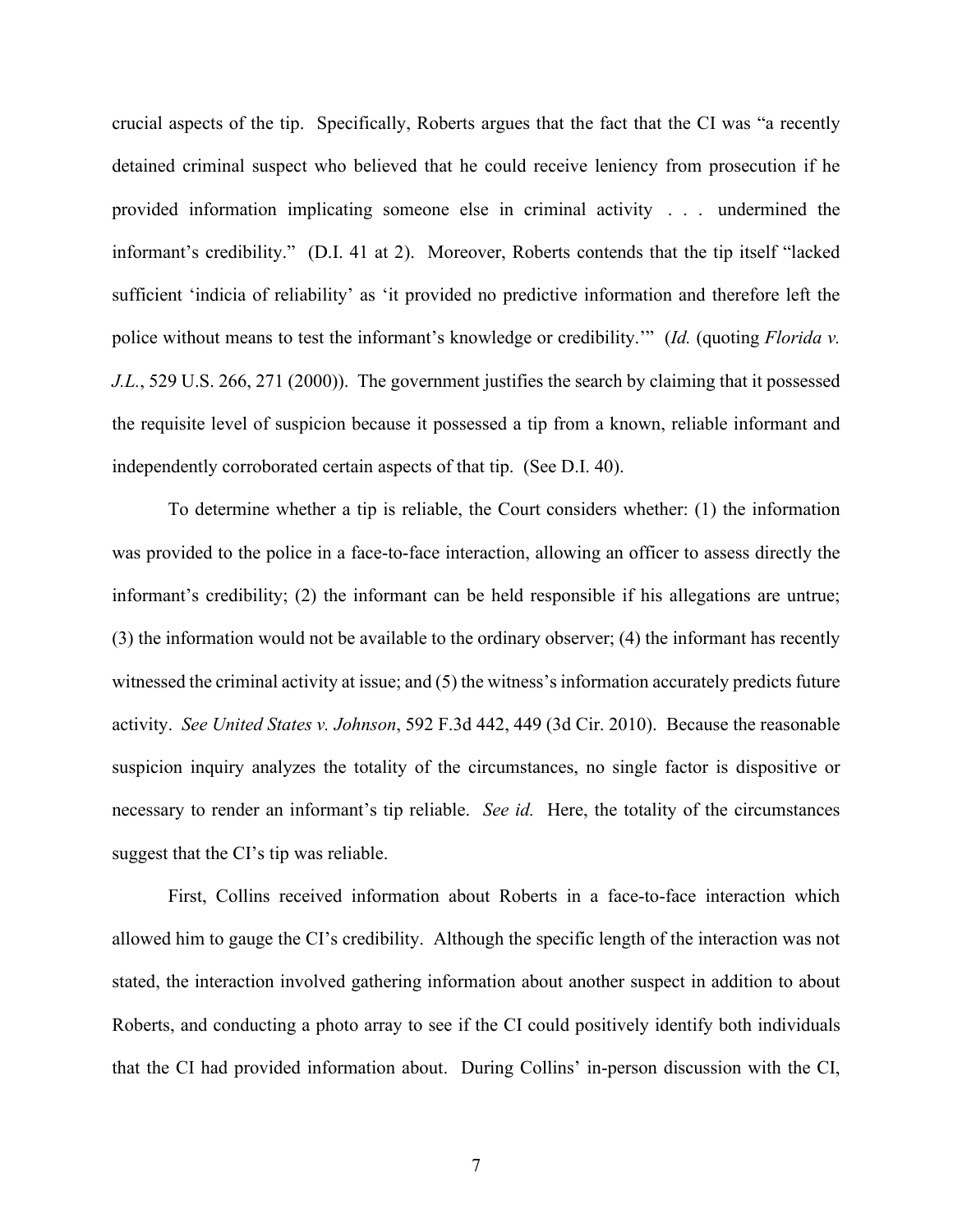crucial aspects of the tip. Specifically, Roberts argues that the fact that the CI was "a recently detained criminal suspect who believed that he could receive leniency from prosecution if he provided information implicating someone else in criminal activity . . . undermined the informant's credibility." (D.I. 41 at 2). Moreover, Roberts contends that the tip itself "lacked sufficient 'indicia of reliability' as 'it provided no predictive information and therefore left the police without means to test the informant's knowledge or credibility.'" (*Id.* (quoting *Florida v. J.L.*, 529 U.S. 266, 271 (2000)). The government justifies the search by claiming that it possessed the requisite level of suspicion because it possessed a tip from a known, reliable informant and independently corroborated certain aspects of that tip. (See D.I. 40).

To determine whether a tip is reliable, the Court considers whether: (1) the information was provided to the police in a face-to-face interaction, allowing an officer to assess directly the informant's credibility; (2) the informant can be held responsible if his allegations are untrue; (3) the information would not be available to the ordinary observer; (4) the informant has recently witnessed the criminal activity at issue; and (5) the witness's information accurately predicts future activity. *See United States v. Johnson*, 592 F.3d 442, 449 (3d Cir. 2010). Because the reasonable suspicion inquiry analyzes the totality of the circumstances, no single factor is dispositive or necessary to render an informant's tip reliable. *See id.* Here, the totality of the circumstances suggest that the CI's tip was reliable.

First, Collins received information about Roberts in a face-to-face interaction which allowed him to gauge the CI's credibility. Although the specific length of the interaction was not stated, the interaction involved gathering information about another suspect in addition to about Roberts, and conducting a photo array to see if the CI could positively identify both individuals that the CI had provided information about. During Collins' in-person discussion with the CI,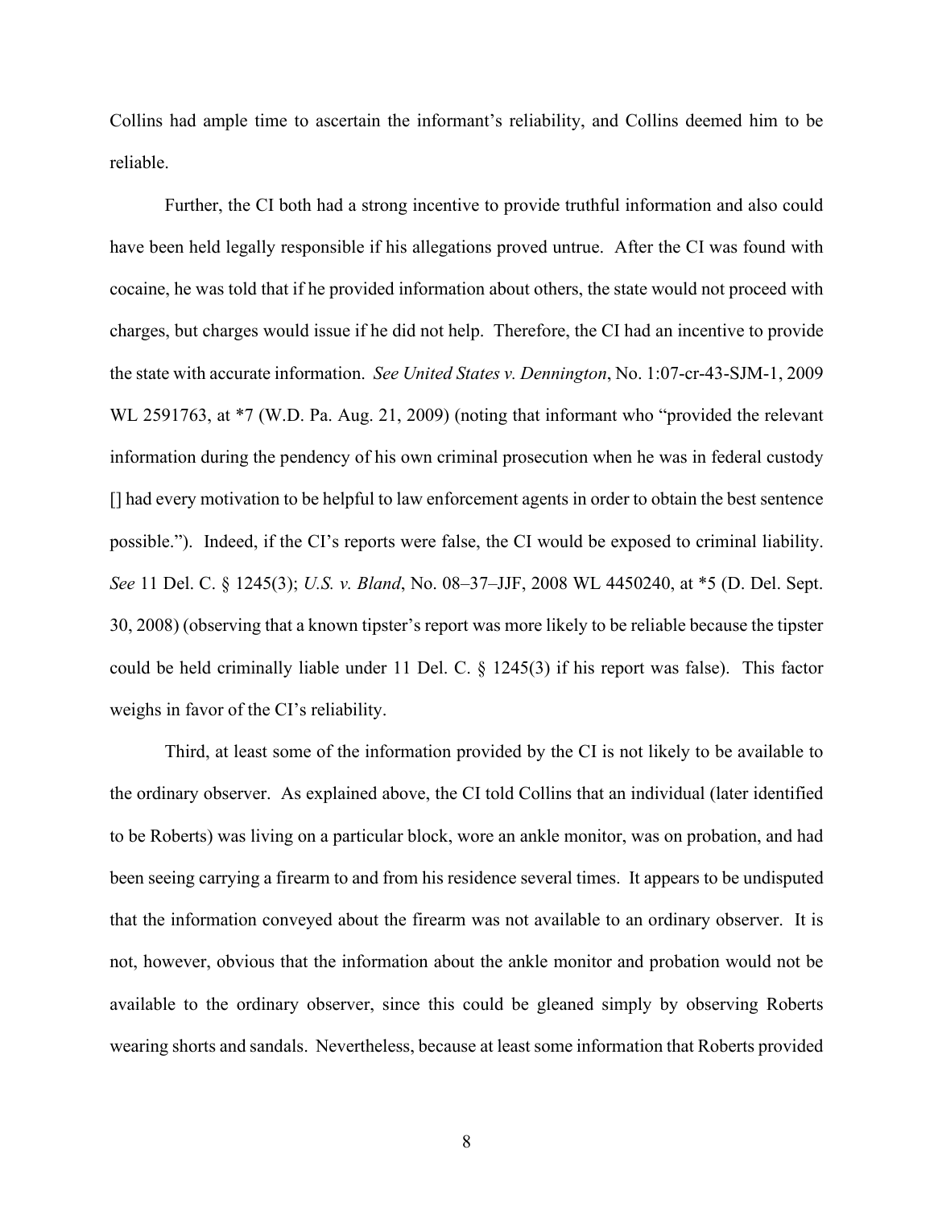Collins had ample time to ascertain the informant's reliability, and Collins deemed him to be reliable.

Further, the CI both had a strong incentive to provide truthful information and also could have been held legally responsible if his allegations proved untrue. After the CI was found with cocaine, he was told that if he provided information about others, the state would not proceed with charges, but charges would issue if he did not help. Therefore, the CI had an incentive to provide the state with accurate information. *See United States v. Dennington*, No. 1:07-cr-43-SJM-1, 2009 WL 2591763, at *7 (W.D. Pa. Aug. 21, 2009) (noting that informant who "provided the relevant information during the pendency of his own criminal prosecution when he was in federal custody [] had every motivation to be helpful to law enforcement agents in order to obtain the best sentence possible."). Indeed, if the CI's reports were false, the CI would be exposed to criminal liability. *See* 11 Del. C. § 1245(3); *U.S. v. Bland*, No. 08–37–JJF, 2008 WL 4450240, at *5 (D. Del. Sept. 30, 2008) (observing that a known tipster's report was more likely to be reliable because the tipster could be held criminally liable under 11 Del. C. § 1245(3) if his report was false). This factor weighs in favor of the CI's reliability.

Third, at least some of the information provided by the CI is not likely to be available to the ordinary observer. As explained above, the CI told Collins that an individual (later identified to be Roberts) was living on a particular block, wore an ankle monitor, was on probation, and had been seeing carrying a firearm to and from his residence several times. It appears to be undisputed that the information conveyed about the firearm was not available to an ordinary observer. It is not, however, obvious that the information about the ankle monitor and probation would not be available to the ordinary observer, since this could be gleaned simply by observing Roberts wearing shorts and sandals. Nevertheless, because at least some information that Roberts provided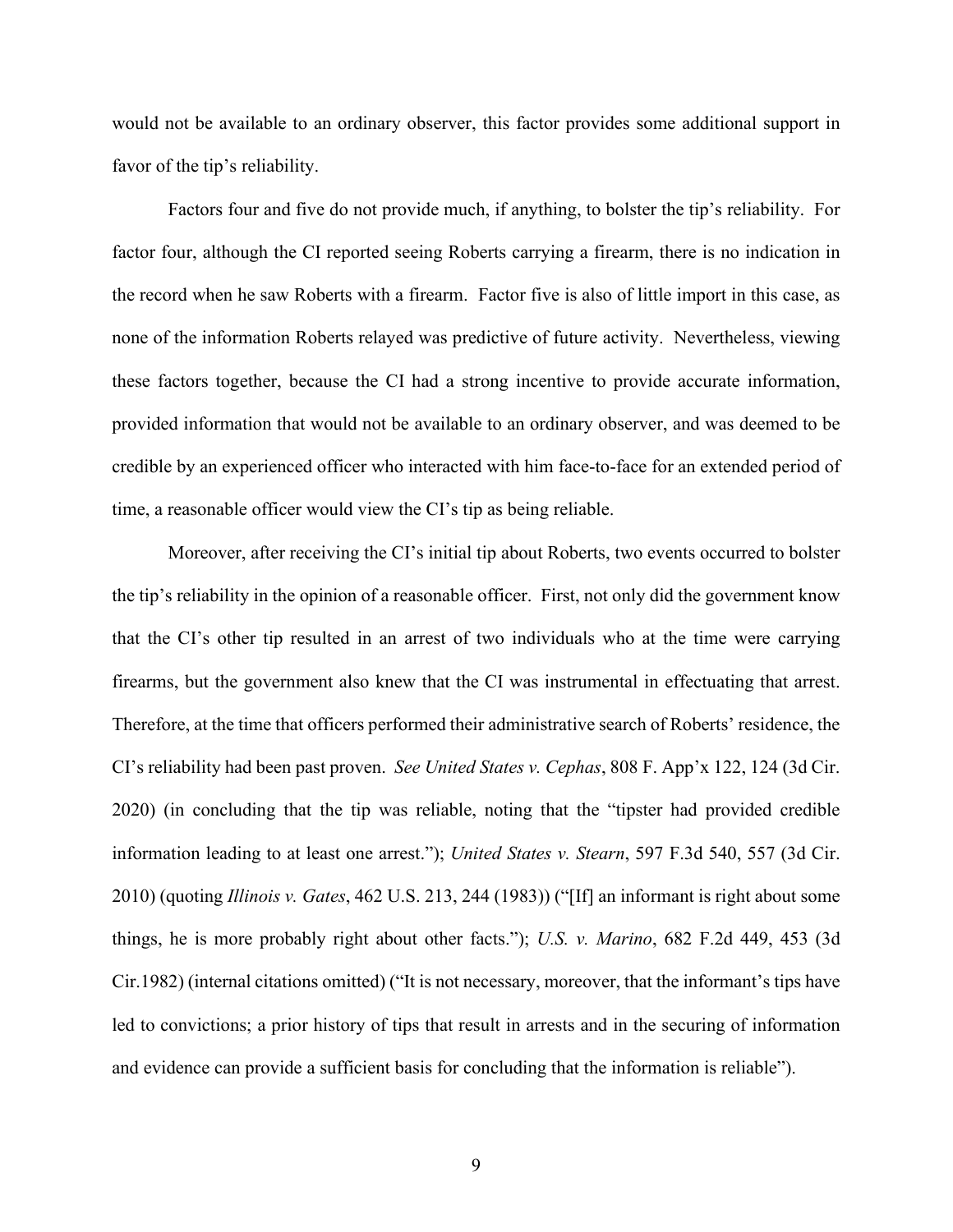would not be available to an ordinary observer, this factor provides some additional support in favor of the tip's reliability.

Factors four and five do not provide much, if anything, to bolster the tip's reliability. For factor four, although the CI reported seeing Roberts carrying a firearm, there is no indication in the record when he saw Roberts with a firearm. Factor five is also of little import in this case, as none of the information Roberts relayed was predictive of future activity. Nevertheless, viewing these factors together, because the CI had a strong incentive to provide accurate information, provided information that would not be available to an ordinary observer, and was deemed to be credible by an experienced officer who interacted with him face-to-face for an extended period of time, a reasonable officer would view the CI's tip as being reliable.

Moreover, after receiving the CI's initial tip about Roberts, two events occurred to bolster the tip's reliability in the opinion of a reasonable officer. First, not only did the government know that the CI's other tip resulted in an arrest of two individuals who at the time were carrying firearms, but the government also knew that the CI was instrumental in effectuating that arrest. Therefore, at the time that officers performed their administrative search of Roberts' residence, the CI's reliability had been past proven. *See United States v. Cephas*, 808 F. App'x 122, 124 (3d Cir. 2020) (in concluding that the tip was reliable, noting that the "tipster had provided credible information leading to at least one arrest."); *United States v. Stearn*, 597 F.3d 540, 557 (3d Cir. 2010) (quoting *Illinois v. Gates*, 462 U.S. 213, 244 (1983)) ("[If] an informant is right about some things, he is more probably right about other facts."); *U.S. v. Marino*, 682 F.2d 449, 453 (3d Cir.1982) (internal citations omitted) ("It is not necessary, moreover, that the informant's tips have led to convictions; a prior history of tips that result in arrests and in the securing of information and evidence can provide a sufficient basis for concluding that the information is reliable").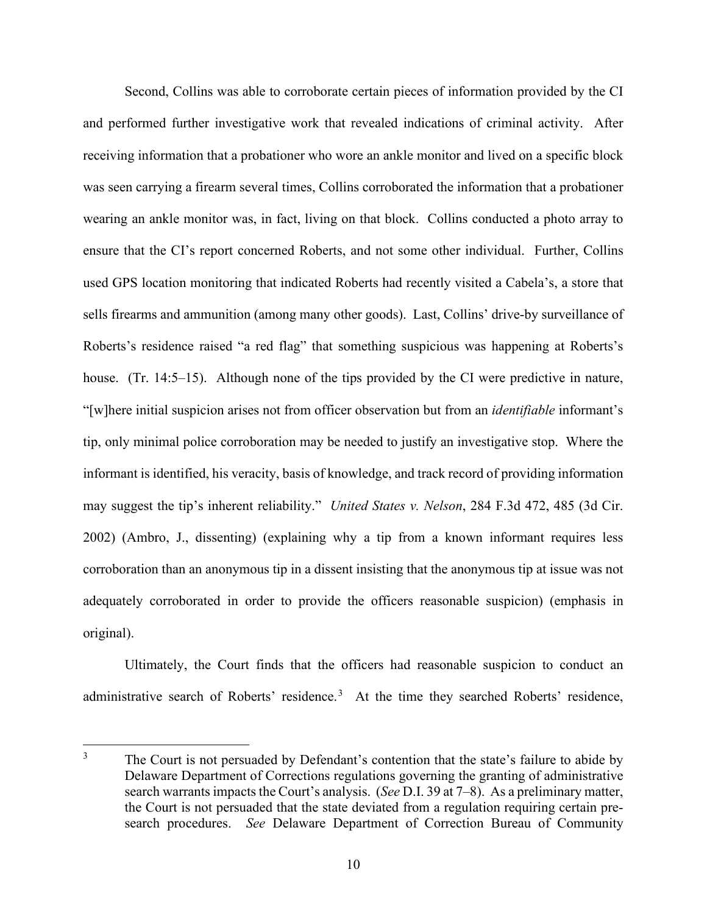Second, Collins was able to corroborate certain pieces of information provided by the CI and performed further investigative work that revealed indications of criminal activity. After receiving information that a probationer who wore an ankle monitor and lived on a specific block was seen carrying a firearm several times, Collins corroborated the information that a probationer wearing an ankle monitor was, in fact, living on that block. Collins conducted a photo array to ensure that the CI's report concerned Roberts, and not some other individual. Further, Collins used GPS location monitoring that indicated Roberts had recently visited a Cabela's, a store that sells firearms and ammunition (among many other goods). Last, Collins' drive-by surveillance of Roberts's residence raised "a red flag" that something suspicious was happening at Roberts's house. (Tr. 14:5–15). Although none of the tips provided by the CI were predictive in nature, "[w]here initial suspicion arises not from officer observation but from an *identifiable* informant's tip, only minimal police corroboration may be needed to justify an investigative stop. Where the informant is identified, his veracity, basis of knowledge, and track record of providing information may suggest the tip's inherent reliability." *United States v. Nelson*, 284 F.3d 472, 485 (3d Cir. 2002) (Ambro, J., dissenting) (explaining why a tip from a known informant requires less corroboration than an anonymous tip in a dissent insisting that the anonymous tip at issue was not adequately corroborated in order to provide the officers reasonable suspicion) (emphasis in original).

Ultimately, the Court finds that the officers had reasonable suspicion to conduct an administrative search of Roberts' residence.[3] At the time they searched Roberts' residence,

---

[3] The Court is not persuaded by Defendant's contention that the state's failure to abide by Delaware Department of Corrections regulations governing the granting of administrative search warrants impacts the Court's analysis. (*See* D.I. 39 at 7–8). As a preliminary matter, the Court is not persuaded that the state deviated from a regulation requiring certain pre-search procedures. *See* Delaware Department of Correction Bureau of Community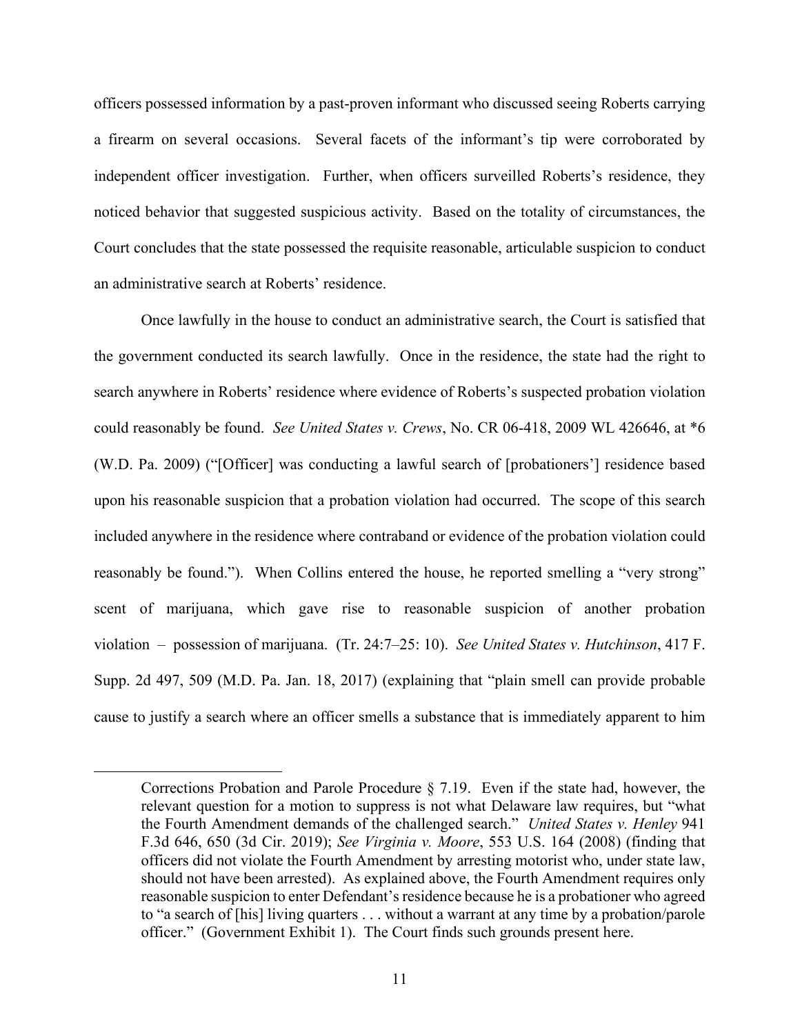officers possessed information by a past-proven informant who discussed seeing Roberts carrying a firearm on several occasions. Several facets of the informant's tip were corroborated by independent officer investigation. Further, when officers surveilled Roberts's residence, they noticed behavior that suggested suspicious activity. Based on the totality of circumstances, the Court concludes that the state possessed the requisite reasonable, articulable suspicion to conduct an administrative search at Roberts' residence.

Once lawfully in the house to conduct an administrative search, the Court is satisfied that the government conducted its search lawfully. Once in the residence, the state had the right to search anywhere in Roberts' residence where evidence of Roberts's suspected probation violation could reasonably be found. *See United States v. Crews*, No. CR 06-418, 2009 WL 426646, at *6 (W.D. Pa. 2009) ("[Officer] was conducting a lawful search of [probationers'] residence based upon his reasonable suspicion that a probation violation had occurred. The scope of this search included anywhere in the residence where contraband or evidence of the probation violation could reasonably be found."). When Collins entered the house, he reported smelling a "very strong" scent of marijuana, which gave rise to reasonable suspicion of another probation violation – possession of marijuana. (Tr. 24:7–25: 10). *See United States v. Hutchinson*, 417 F. Supp. 2d 497, 509 (M.D. Pa. Jan. 18, 2017) (explaining that "plain smell can provide probable cause to justify a search where an officer smells a substance that is immediately apparent to him

---

Corrections Probation and Parole Procedure § 7.19. Even if the state had, however, the relevant question for a motion to suppress is not what Delaware law requires, but "what the Fourth Amendment demands of the challenged search." *United States v. Henley* 941 F.3d 646, 650 (3d Cir. 2019); *See Virginia v. Moore*, 553 U.S. 164 (2008) (finding that officers did not violate the Fourth Amendment by arresting motorist who, under state law, should not have been arrested). As explained above, the Fourth Amendment requires only reasonable suspicion to enter Defendant's residence because he is a probationer who agreed to "a search of [his] living quarters . . . without a warrant at any time by a probation/parole officer." (Government Exhibit 1). The Court finds such grounds present here.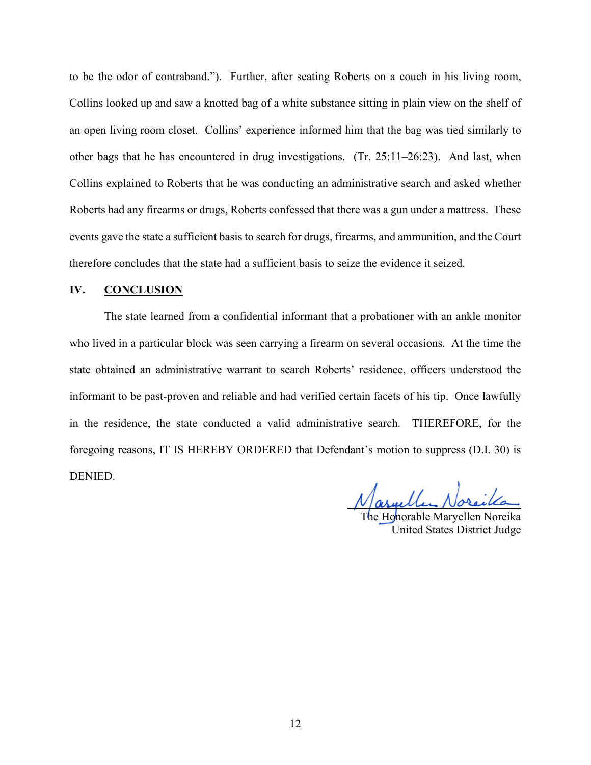to be the odor of contraband."). Further, after seating Roberts on a couch in his living room, Collins looked up and saw a knotted bag of a white substance sitting in plain view on the shelf of an open living room closet. Collins' experience informed him that the bag was tied similarly to other bags that he has encountered in drug investigations. (Tr. 25:11–26:23). And last, when Collins explained to Roberts that he was conducting an administrative search and asked whether Roberts had any firearms or drugs, Roberts confessed that there was a gun under a mattress. These events gave the state a sufficient basis to search for drugs, firearms, and ammunition, and the Court therefore concludes that the state had a sufficient basis to seize the evidence it seized.

## IV. CONCLUSION

The state learned from a confidential informant that a probationer with an ankle monitor who lived in a particular block was seen carrying a firearm on several occasions. At the time the state obtained an administrative warrant to search Roberts' residence, officers understood the informant to be past-proven and reliable and had verified certain facets of his tip. Once lawfully in the residence, the state conducted a valid administrative search. THEREFORE, for the foregoing reasons, IT IS HEREBY ORDERED that Defendant's motion to suppress (D.I. 30) is DENIED.

The Honorable Maryellen Noreika
United States District Judge